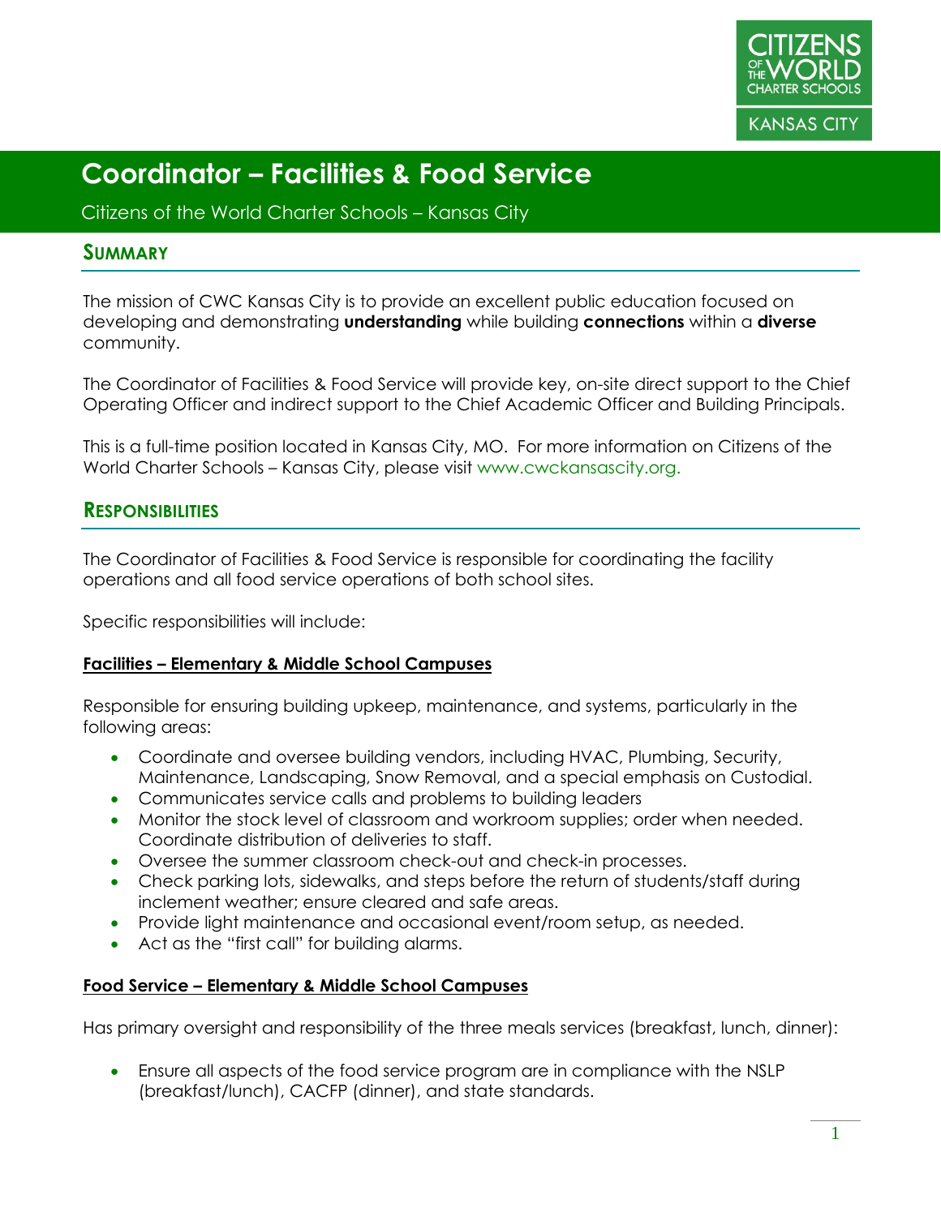# Coordinator – Facilities & Food Service

Citizens of the World Charter Schools – Kansas City

## Summary

The mission of CWC Kansas City is to provide an excellent public education focused on developing and demonstrating **understanding** while building **connections** within a **diverse** community.

The Coordinator of Facilities & Food Service will provide key, on-site direct support to the Chief Operating Officer and indirect support to the Chief Academic Officer and Building Principals.

This is a full-time position located in Kansas City, MO. For more information on Citizens of the World Charter Schools – Kansas City, please visit www.cwckansascity.org.

## Responsibilities

The Coordinator of Facilities & Food Service is responsible for coordinating the facility operations and all food service operations of both school sites.

Specific responsibilities will include:

**Facilities – Elementary & Middle School Campuses**

Responsible for ensuring building upkeep, maintenance, and systems, particularly in the following areas:

- Coordinate and oversee building vendors, including HVAC, Plumbing, Security, Maintenance, Landscaping, Snow Removal, and a special emphasis on Custodial.
- Communicates service calls and problems to building leaders
- Monitor the stock level of classroom and workroom supplies; order when needed. Coordinate distribution of deliveries to staff.
- Oversee the summer classroom check-out and check-in processes.
- Check parking lots, sidewalks, and steps before the return of students/staff during inclement weather; ensure cleared and safe areas.
- Provide light maintenance and occasional event/room setup, as needed.
- Act as the "first call" for building alarms.

**Food Service – Elementary & Middle School Campuses**

Has primary oversight and responsibility of the three meals services (breakfast, lunch, dinner):

- Ensure all aspects of the food service program are in compliance with the NSLP (breakfast/lunch), CACFP (dinner), and state standards.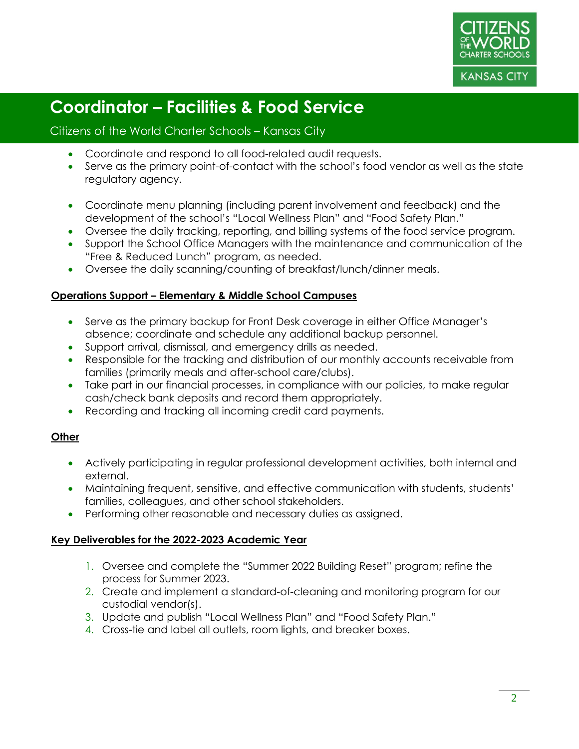# Coordinator – Facilities & Food Service

Citizens of the World Charter Schools – Kansas City

- Coordinate and respond to all food-related audit requests.
- Serve as the primary point-of-contact with the school's food vendor as well as the state regulatory agency.

- Coordinate menu planning (including parent involvement and feedback) and the development of the school's "Local Wellness Plan" and "Food Safety Plan."
- Oversee the daily tracking, reporting, and billing systems of the food service program.
- Support the School Office Managers with the maintenance and communication of the "Free & Reduced Lunch" program, as needed.
- Oversee the daily scanning/counting of breakfast/lunch/dinner meals.

**Operations Support – Elementary & Middle School Campuses**

- Serve as the primary backup for Front Desk coverage in either Office Manager's absence; coordinate and schedule any additional backup personnel.
- Support arrival, dismissal, and emergency drills as needed.
- Responsible for the tracking and distribution of our monthly accounts receivable from families (primarily meals and after-school care/clubs).
- Take part in our financial processes, in compliance with our policies, to make regular cash/check bank deposits and record them appropriately.
- Recording and tracking all incoming credit card payments.

**Other**

- Actively participating in regular professional development activities, both internal and external.
- Maintaining frequent, sensitive, and effective communication with students, students' families, colleagues, and other school stakeholders.
- Performing other reasonable and necessary duties as assigned.

**Key Deliverables for the 2022-2023 Academic Year**

1. Oversee and complete the "Summer 2022 Building Reset" program; refine the process for Summer 2023.
2. Create and implement a standard-of-cleaning and monitoring program for our custodial vendor(s).
3. Update and publish "Local Wellness Plan" and "Food Safety Plan."
4. Cross-tie and label all outlets, room lights, and breaker boxes.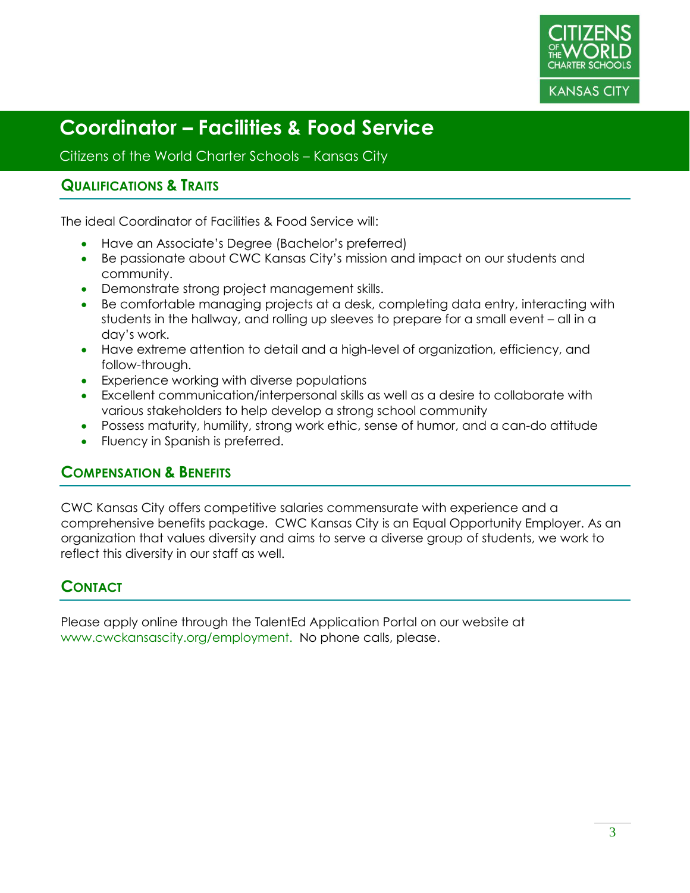# Coordinator – Facilities & Food Service

Citizens of the World Charter Schools – Kansas City

## Qualifications & Traits

The ideal Coordinator of Facilities & Food Service will:

- Have an Associate's Degree (Bachelor's preferred)
- Be passionate about CWC Kansas City's mission and impact on our students and community.
- Demonstrate strong project management skills.
- Be comfortable managing projects at a desk, completing data entry, interacting with students in the hallway, and rolling up sleeves to prepare for a small event – all in a day's work.
- Have extreme attention to detail and a high-level of organization, efficiency, and follow-through.
- Experience working with diverse populations
- Excellent communication/interpersonal skills as well as a desire to collaborate with various stakeholders to help develop a strong school community
- Possess maturity, humility, strong work ethic, sense of humor, and a can-do attitude
- Fluency in Spanish is preferred.

## Compensation & Benefits

CWC Kansas City offers competitive salaries commensurate with experience and a comprehensive benefits package. CWC Kansas City is an Equal Opportunity Employer. As an organization that values diversity and aims to serve a diverse group of students, we work to reflect this diversity in our staff as well.

## Contact

Please apply online through the TalentEd Application Portal on our website at www.cwckansascity.org/employment. No phone calls, please.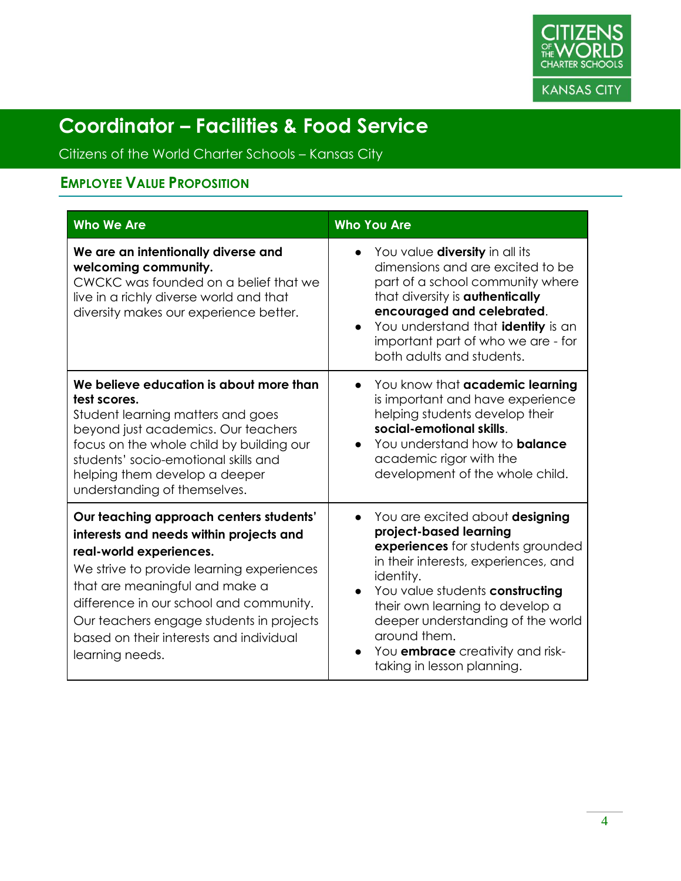# Coordinator – Facilities & Food Service

Citizens of the World Charter Schools – Kansas City

## Employee Value Proposition

| Who We Are | Who You Are |
|---|---|
| **We are an intentionally diverse and welcoming community.** CWCKC was founded on a belief that we live in a richly diverse world and that diversity makes our experience better. | • You value **diversity** in all its dimensions and are excited to be part of a school community where that diversity is **authentically encouraged and celebrated**.<br>• You understand that **identity** is an important part of who we are - for both adults and students. |
| **We believe education is about more than test scores.** Student learning matters and goes beyond just academics. Our teachers focus on the whole child by building our students' socio-emotional skills and helping them develop a deeper understanding of themselves. | • You know that **academic learning** is important and have experience helping students develop their **social-emotional skills**.<br>• You understand how to **balance** academic rigor with the development of the whole child. |
| **Our teaching approach centers students' interests and needs within projects and real-world experiences.** We strive to provide learning experiences that are meaningful and make a difference in our school and community. Our teachers engage students in projects based on their interests and individual learning needs. | • You are excited about **designing project-based learning experiences** for students grounded in their interests, experiences, and identity.<br>• You value students **constructing** their own learning to develop a deeper understanding of the world around them.<br>• You **embrace** creativity and risk-taking in lesson planning. |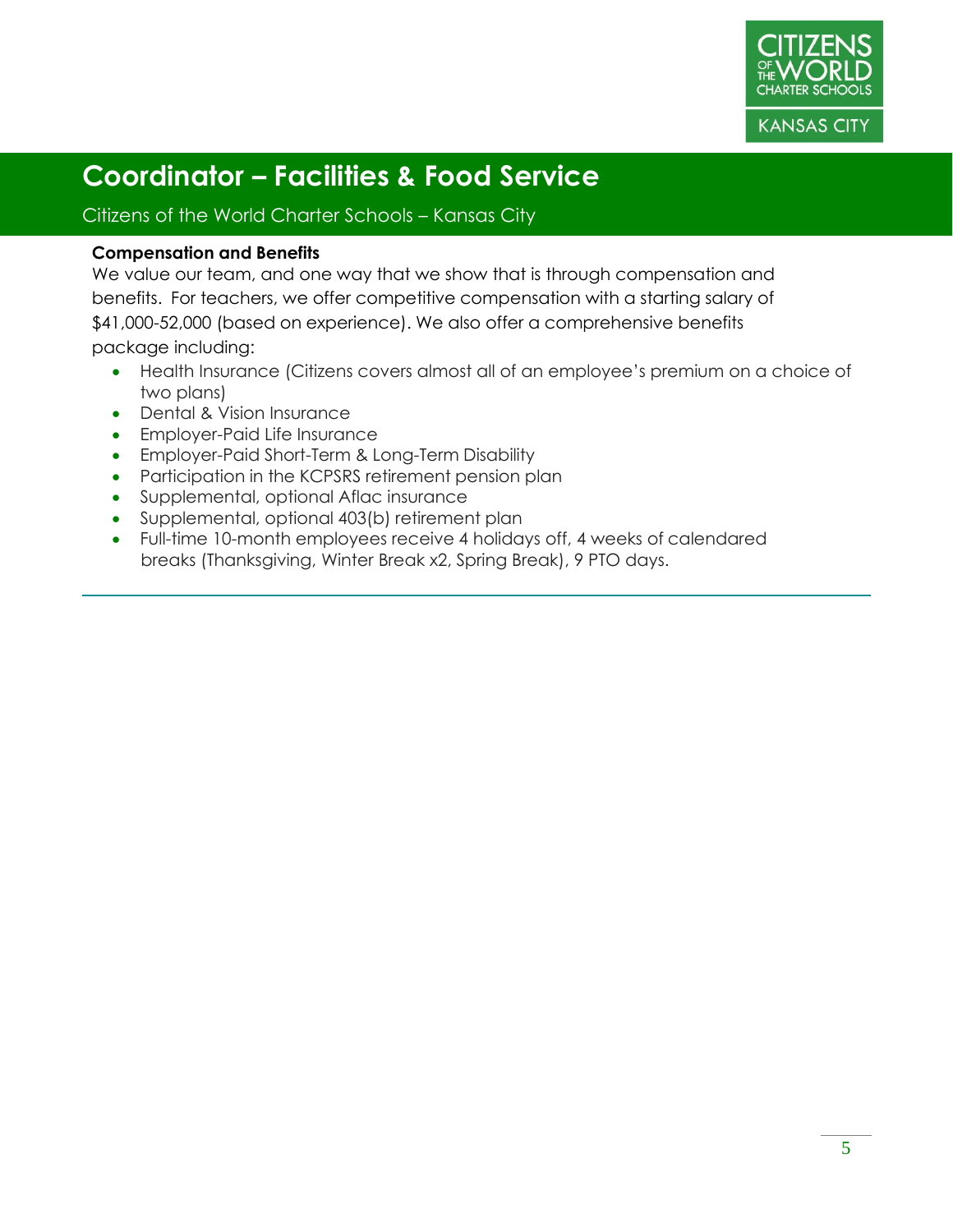# Coordinator – Facilities & Food Service

Citizens of the World Charter Schools – Kansas City

**Compensation and Benefits**

We value our team, and one way that we show that is through compensation and benefits. For teachers, we offer competitive compensation with a starting salary of $41,000-52,000 (based on experience). We also offer a comprehensive benefits package including:

- Health Insurance (Citizens covers almost all of an employee's premium on a choice of two plans)
- Dental & Vision Insurance
- Employer-Paid Life Insurance
- Employer-Paid Short-Term & Long-Term Disability
- Participation in the KCPSRS retirement pension plan
- Supplemental, optional Aflac insurance
- Supplemental, optional 403(b) retirement plan
- Full-time 10-month employees receive 4 holidays off, 4 weeks of calendared breaks (Thanksgiving, Winter Break x2, Spring Break), 9 PTO days.